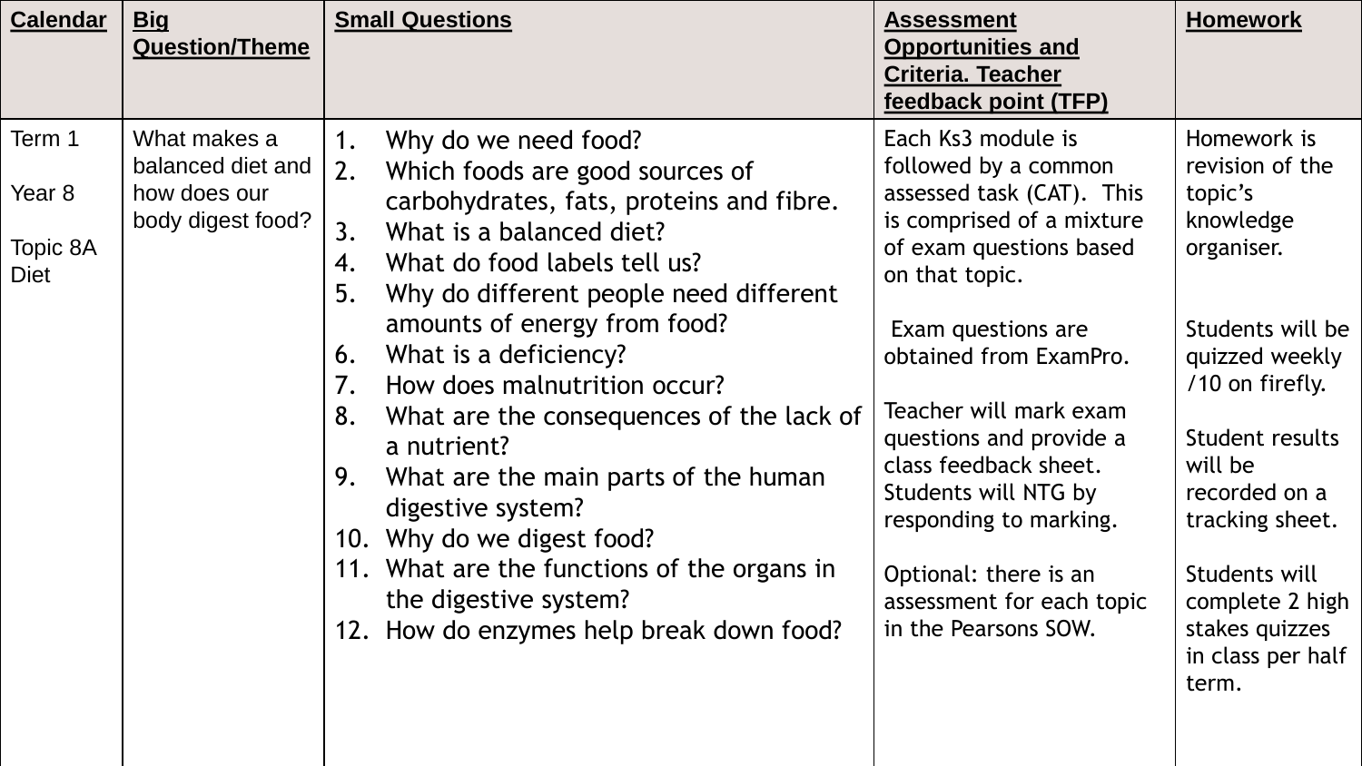| Calendar | Big Question/Theme | Small Questions | Assessment Opportunities and Criteria. Teacher feedback point (TFP) | Homework |
|---|---|---|---|---|
| Term 1<br><br>Year 8<br><br>Topic 8A Diet | What makes a balanced diet and how does our body digest food? | 1. Why do we need food?<br>2. Which foods are good sources of carbohydrates, fats, proteins and fibre.<br>3. What is a balanced diet?<br>4. What do food labels tell us?<br>5. Why do different people need different amounts of energy from food?<br>6. What is a deficiency?<br>7. How does malnutrition occur?<br>8. What are the consequences of the lack of a nutrient?<br>9. What are the main parts of the human digestive system?<br>10. Why do we digest food?<br>11. What are the functions of the organs in the digestive system?<br>12. How do enzymes help break down food? | Each Ks3 module is followed by a common assessed task (CAT). This is comprised of a mixture of exam questions based on that topic.<br><br>Exam questions are obtained from ExamPro.<br><br>Teacher will mark exam questions and provide a class feedback sheet. Students will NTG by responding to marking.<br><br>Optional: there is an assessment for each topic in the Pearsons SOW. | Homework is revision of the topic's knowledge organiser.<br><br>Students will be quizzed weekly /10 on firefly.<br><br>Student results will be recorded on a tracking sheet.<br><br>Students will complete 2 high stakes quizzes in class per half term. |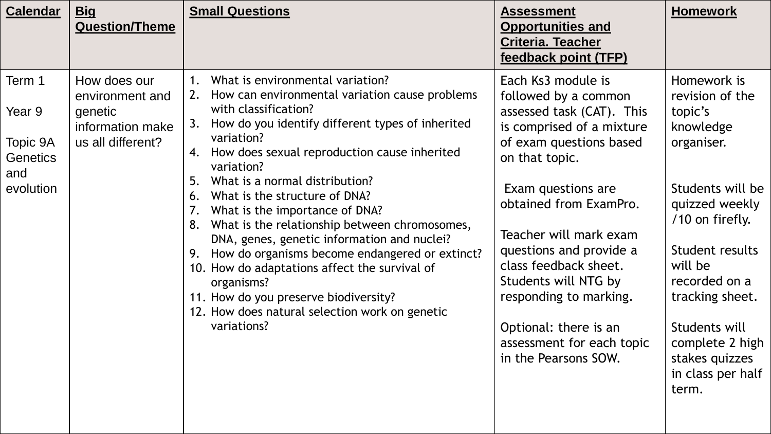| **Calendar** | **Big Question/Theme** | **Small Questions** | **Assessment Opportunities and Criteria. Teacher feedback point (TFP)** | **Homework** |
| --- | --- | --- | --- | --- |
| Term 1<br><br>Year 9<br><br>Topic 9A Genetics and evolution | How does our environment and genetic information make us all different? | 1. What is environmental variation?<br>2. How can environmental variation cause problems with classification?<br>3. How do you identify different types of inherited variation?<br>4. How does sexual reproduction cause inherited variation?<br>5. What is a normal distribution?<br>6. What is the structure of DNA?<br>7. What is the importance of DNA?<br>8. What is the relationship between chromosomes, DNA, genes, genetic information and nuclei?<br>9. How do organisms become endangered or extinct?<br>10. How do adaptations affect the survival of organisms?<br>11. How do you preserve biodiversity?<br>12. How does natural selection work on genetic variations? | Each Ks3 module is followed by a common assessed task (CAT). This is comprised of a mixture of exam questions based on that topic.<br><br>Exam questions are obtained from ExamPro.<br><br>Teacher will mark exam questions and provide a class feedback sheet. Students will NTG by responding to marking.<br><br>Optional: there is an assessment for each topic in the Pearsons SOW. | Homework is revision of the topic's knowledge organiser.<br><br>Students will be quizzed weekly /10 on firefly.<br><br>Student results will be recorded on a tracking sheet.<br><br>Students will complete 2 high stakes quizzes in class per half term. |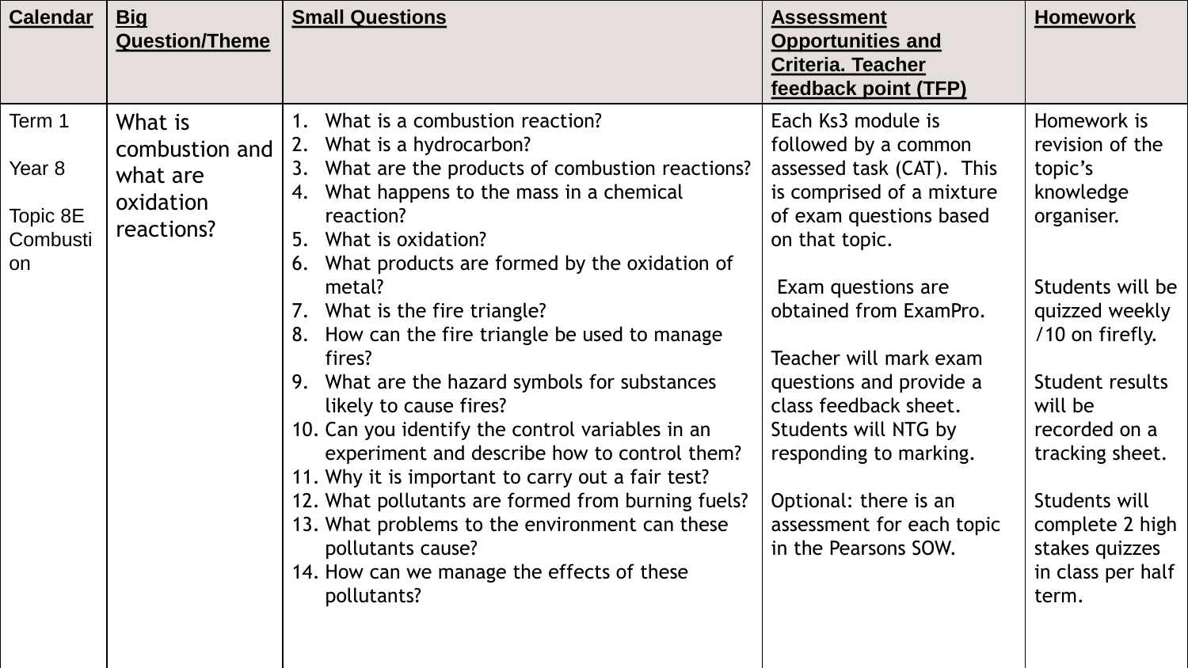| Calendar | Big Question/Theme | Small Questions | Assessment Opportunities and Criteria. Teacher feedback point (TFP) | Homework |
| --- | --- | --- | --- | --- |
| Term 1<br><br>Year 8<br><br>Topic 8E Combustion | What is combustion and what are oxidation reactions? | 1. What is a combustion reaction?<br>2. What is a hydrocarbon?<br>3. What are the products of combustion reactions?<br>4. What happens to the mass in a chemical reaction?<br>5. What is oxidation?<br>6. What products are formed by the oxidation of metal?<br>7. What is the fire triangle?<br>8. How can the fire triangle be used to manage fires?<br>9. What are the hazard symbols for substances likely to cause fires?<br>10. Can you identify the control variables in an experiment and describe how to control them?<br>11. Why it is important to carry out a fair test?<br>12. What pollutants are formed from burning fuels?<br>13. What problems to the environment can these pollutants cause?<br>14. How can we manage the effects of these pollutants? | Each Ks3 module is followed by a common assessed task (CAT). This is comprised of a mixture of exam questions based on that topic.<br><br>Exam questions are obtained from ExamPro.<br><br>Teacher will mark exam questions and provide a class feedback sheet. Students will NTG by responding to marking.<br><br>Optional: there is an assessment for each topic in the Pearsons SOW. | Homework is revision of the topic's knowledge organiser.<br><br>Students will be quizzed weekly /10 on firefly.<br><br>Student results will be recorded on a tracking sheet.<br><br>Students will complete 2 high stakes quizzes in class per half term. |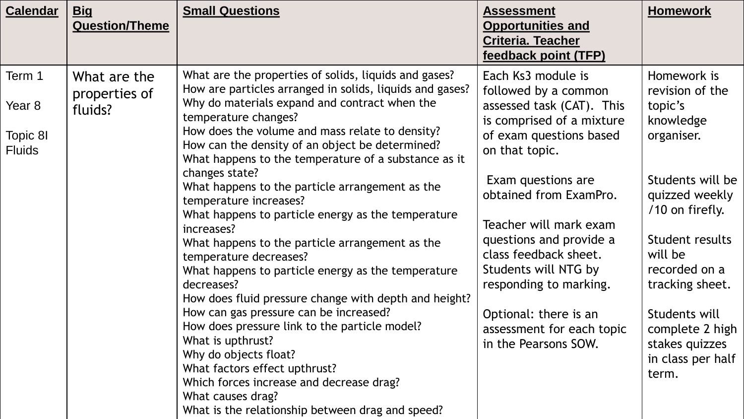| Calendar | Big Question/Theme | Small Questions | Assessment Opportunities and Criteria. Teacher feedback point (TFP) | Homework |
|---|---|---|---|---|
| Term 1<br><br>Year 8<br><br>Topic 8I Fluids | What are the properties of fluids? | What are the properties of solids, liquids and gases?<br>How are particles arranged in solids, liquids and gases?<br>Why do materials expand and contract when the temperature changes?<br>How does the volume and mass relate to density?<br>How can the density of an object be determined?<br>What happens to the temperature of a substance as it changes state?<br>What happens to the particle arrangement as the temperature increases?<br>What happens to particle energy as the temperature increases?<br>What happens to the particle arrangement as the temperature decreases?<br>What happens to particle energy as the temperature decreases?<br>How does fluid pressure change with depth and height?<br>How can gas pressure can be increased?<br>How does pressure link to the particle model?<br>What is upthrust?<br>Why do objects float?<br>What factors effect upthrust?<br>Which forces increase and decrease drag?<br>What causes drag?<br>What is the relationship between drag and speed? | Each Ks3 module is followed by a common assessed task (CAT). This is comprised of a mixture of exam questions based on that topic.<br><br>Exam questions are obtained from ExamPro.<br><br>Teacher will mark exam questions and provide a class feedback sheet. Students will NTG by responding to marking.<br><br>Optional: there is an assessment for each topic in the Pearsons SOW. | Homework is revision of the topic's knowledge organiser.<br><br>Students will be quizzed weekly /10 on firefly.<br><br>Student results will be recorded on a tracking sheet.<br><br>Students will complete 2 high stakes quizzes in class per half term. |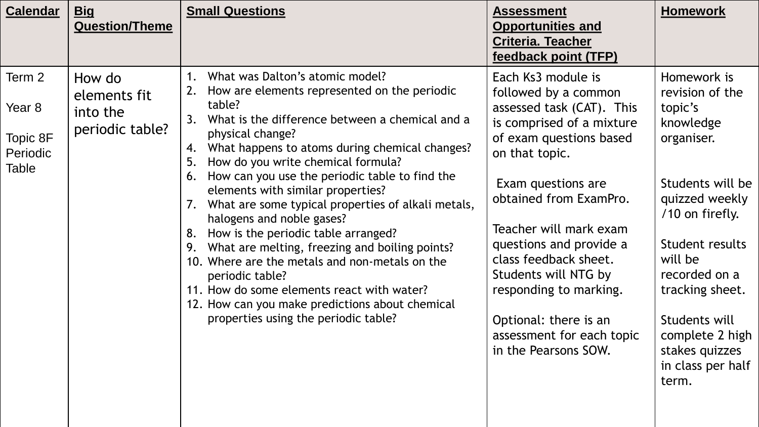| **Calendar** | **Big Question/Theme** | **Small Questions** | **Assessment Opportunities and Criteria. Teacher feedback point (TFP)** | **Homework** |
|---|---|---|---|---|
| Term 2<br><br>Year 8<br><br>Topic 8F Periodic Table | How do elements fit into the periodic table? | 1. What was Dalton's atomic model?<br>2. How are elements represented on the periodic table?<br>3. What is the difference between a chemical and a physical change?<br>4. What happens to atoms during chemical changes?<br>5. How do you write chemical formula?<br>6. How can you use the periodic table to find the elements with similar properties?<br>7. What are some typical properties of alkali metals, halogens and noble gases?<br>8. How is the periodic table arranged?<br>9. What are melting, freezing and boiling points?<br>10. Where are the metals and non-metals on the periodic table?<br>11. How do some elements react with water?<br>12. How can you make predictions about chemical properties using the periodic table? | Each Ks3 module is followed by a common assessed task (CAT). This is comprised of a mixture of exam questions based on that topic.<br><br>Exam questions are obtained from ExamPro.<br><br>Teacher will mark exam questions and provide a class feedback sheet. Students will NTG by responding to marking.<br><br>Optional: there is an assessment for each topic in the Pearsons SOW. | Homework is revision of the topic's knowledge organiser.<br><br>Students will be quizzed weekly /10 on firefly.<br><br>Student results will be recorded on a tracking sheet.<br><br>Students will complete 2 high stakes quizzes in class per half term. |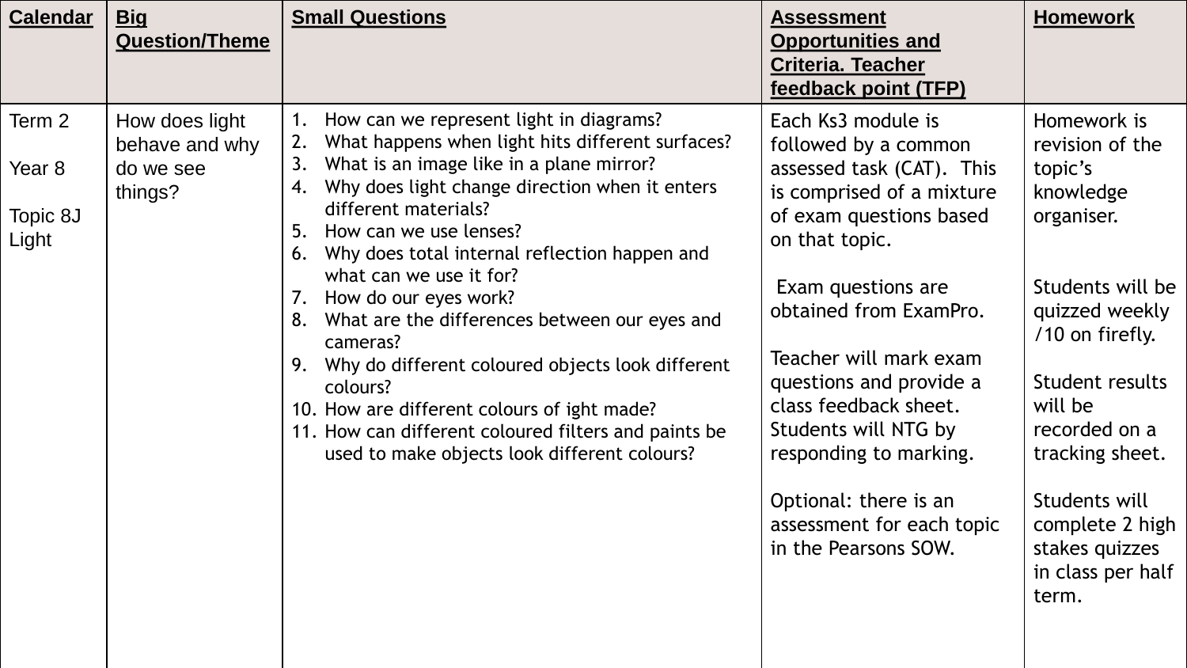| Calendar | Big Question/Theme | Small Questions | Assessment Opportunities and Criteria. Teacher feedback point (TFP) | Homework |
|---|---|---|---|---|
| Term 2<br><br>Year 8<br><br>Topic 8J Light | How does light behave and why do we see things? | 1. How can we represent light in diagrams?<br>2. What happens when light hits different surfaces?<br>3. What is an image like in a plane mirror?<br>4. Why does light change direction when it enters different materials?<br>5. How can we use lenses?<br>6. Why does total internal reflection happen and what can we use it for?<br>7. How do our eyes work?<br>8. What are the differences between our eyes and cameras?<br>9. Why do different coloured objects look different colours?<br>10. How are different colours of ight made?<br>11. How can different coloured filters and paints be used to make objects look different colours? | Each Ks3 module is followed by a common assessed task (CAT). This is comprised of a mixture of exam questions based on that topic.<br><br>Exam questions are obtained from ExamPro.<br><br>Teacher will mark exam questions and provide a class feedback sheet. Students will NTG by responding to marking.<br><br>Optional: there is an assessment for each topic in the Pearsons SOW. | Homework is revision of the topic's knowledge organiser.<br><br>Students will be quizzed weekly /10 on firefly.<br><br>Student results will be recorded on a tracking sheet.<br><br>Students will complete 2 high stakes quizzes in class per half term. |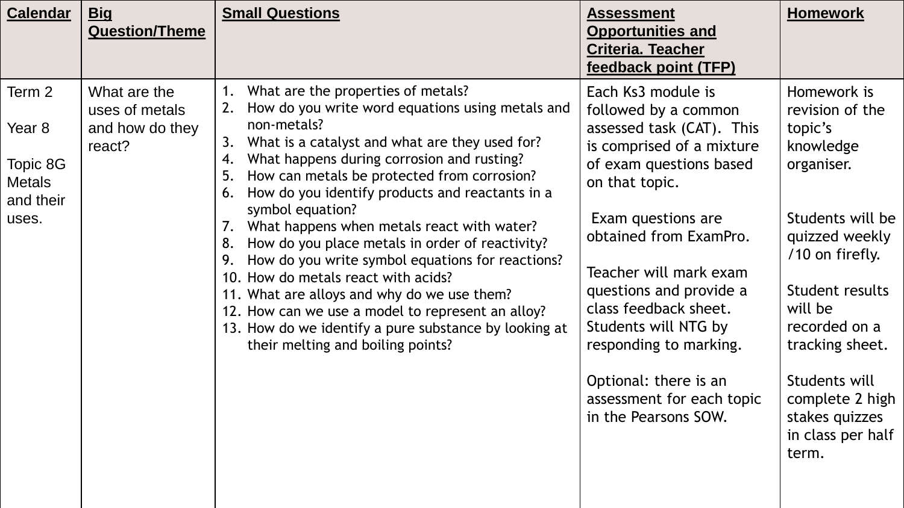| **Calendar** | **Big Question/Theme** | **Small Questions** | **Assessment Opportunities and Criteria. Teacher feedback point (TFP)** | **Homework** |
|---|---|---|---|---|
| Term 2<br><br>Year 8<br><br>Topic 8G Metals and their uses. | What are the uses of metals and how do they react? | 1. What are the properties of metals?<br>2. How do you write word equations using metals and non-metals?<br>3. What is a catalyst and what are they used for?<br>4. What happens during corrosion and rusting?<br>5. How can metals be protected from corrosion?<br>6. How do you identify products and reactants in a symbol equation?<br>7. What happens when metals react with water?<br>8. How do you place metals in order of reactivity?<br>9. How do you write symbol equations for reactions?<br>10. How do metals react with acids?<br>11. What are alloys and why do we use them?<br>12. How can we use a model to represent an alloy?<br>13. How do we identify a pure substance by looking at their melting and boiling points? | Each Ks3 module is followed by a common assessed task (CAT). This is comprised of a mixture of exam questions based on that topic.<br><br>Exam questions are obtained from ExamPro.<br><br>Teacher will mark exam questions and provide a class feedback sheet. Students will NTG by responding to marking.<br><br>Optional: there is an assessment for each topic in the Pearsons SOW. | Homework is revision of the topic's knowledge organiser.<br><br>Students will be quizzed weekly /10 on firefly.<br><br>Student results will be recorded on a tracking sheet.<br><br>Students will complete 2 high stakes quizzes in class per half term. |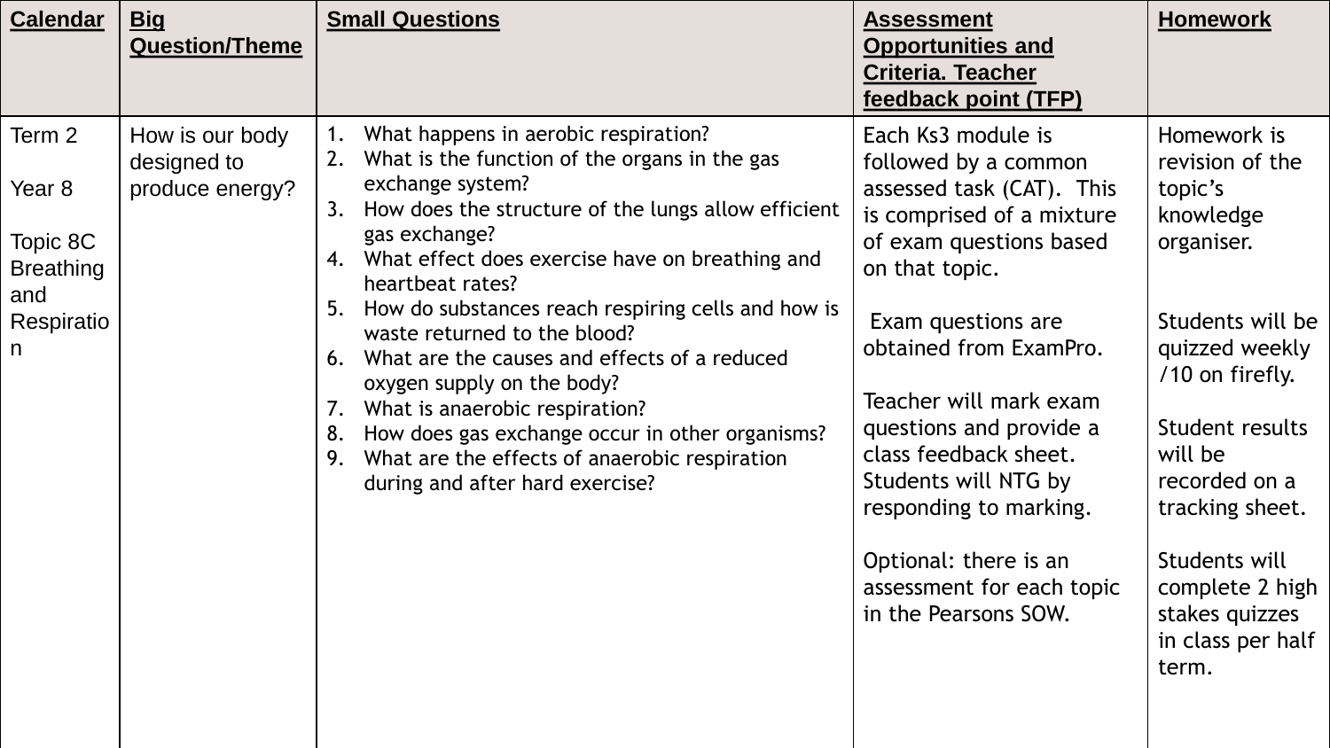| Calendar | Big Question/Theme | Small Questions | Assessment Opportunities and Criteria. Teacher feedback point (TFP) | Homework |
|---|---|---|---|---|
| Term 2<br><br>Year 8<br><br>Topic 8C Breathing and Respiration | How is our body designed to produce energy? | 1. What happens in aerobic respiration?<br>2. What is the function of the organs in the gas exchange system?<br>3. How does the structure of the lungs allow efficient gas exchange?<br>4. What effect does exercise have on breathing and heartbeat rates?<br>5. How do substances reach respiring cells and how is waste returned to the blood?<br>6. What are the causes and effects of a reduced oxygen supply on the body?<br>7. What is anaerobic respiration?<br>8. How does gas exchange occur in other organisms?<br>9. What are the effects of anaerobic respiration during and after hard exercise? | Each Ks3 module is followed by a common assessed task (CAT). This is comprised of a mixture of exam questions based on that topic.<br><br>Exam questions are obtained from ExamPro.<br><br>Teacher will mark exam questions and provide a class feedback sheet. Students will NTG by responding to marking.<br><br>Optional: there is an assessment for each topic in the Pearsons SOW. | Homework is revision of the topic's knowledge organiser.<br><br>Students will be quizzed weekly /10 on firefly.<br><br>Student results will be recorded on a tracking sheet.<br><br>Students will complete 2 high stakes quizzes in class per half term. |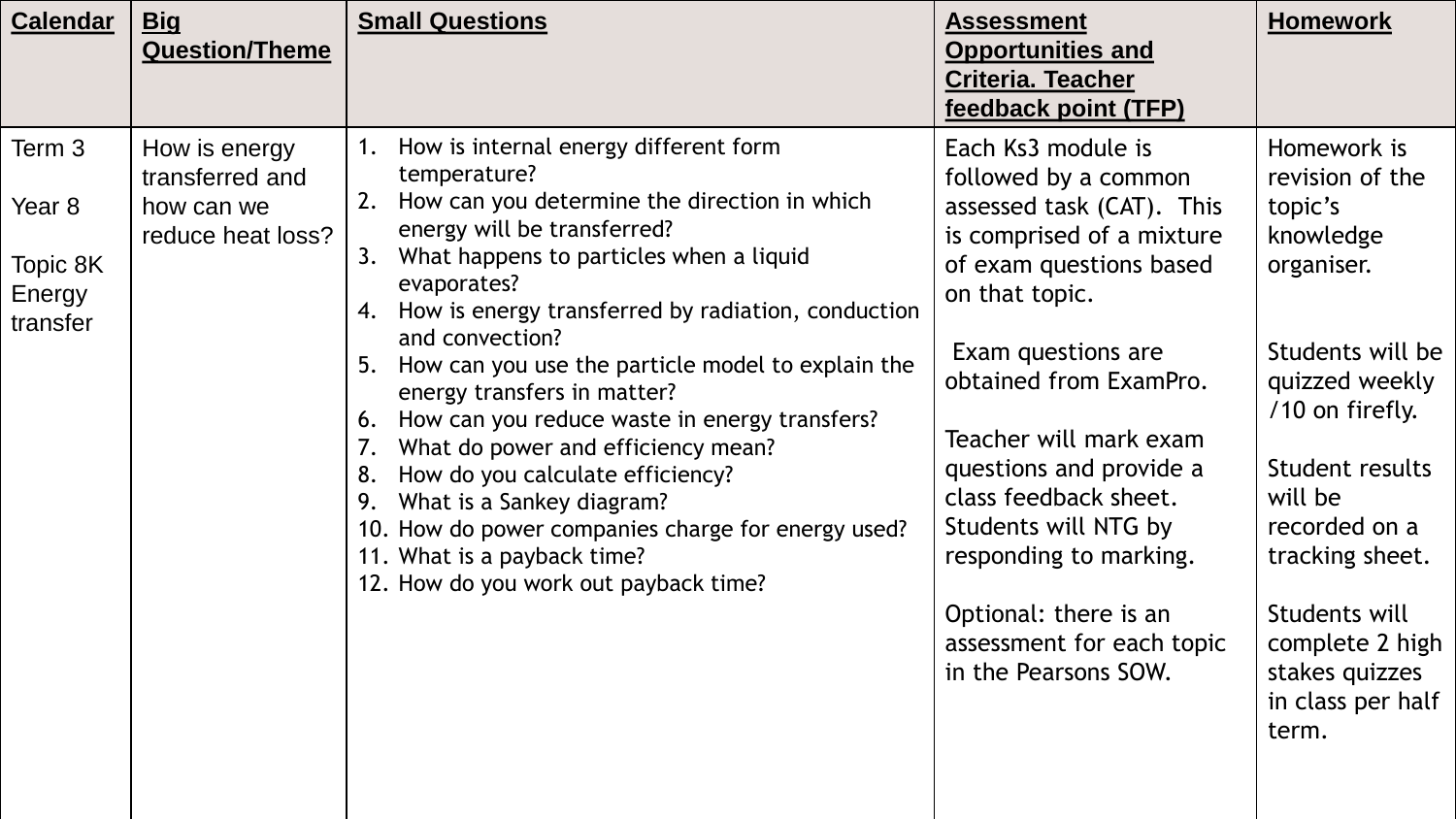| Calendar | Big Question/Theme | Small Questions | Assessment Opportunities and Criteria. Teacher feedback point (TFP) | Homework |
|---|---|---|---|---|
| Term 3<br><br>Year 8<br><br>Topic 8K Energy transfer | How is energy transferred and how can we reduce heat loss? | 1. How is internal energy different form temperature?<br>2. How can you determine the direction in which energy will be transferred?<br>3. What happens to particles when a liquid evaporates?<br>4. How is energy transferred by radiation, conduction and convection?<br>5. How can you use the particle model to explain the energy transfers in matter?<br>6. How can you reduce waste in energy transfers?<br>7. What do power and efficiency mean?<br>8. How do you calculate efficiency?<br>9. What is a Sankey diagram?<br>10. How do power companies charge for energy used?<br>11. What is a payback time?<br>12. How do you work out payback time? | Each Ks3 module is followed by a common assessed task (CAT). This is comprised of a mixture of exam questions based on that topic.<br><br>Exam questions are obtained from ExamPro.<br><br>Teacher will mark exam questions and provide a class feedback sheet. Students will NTG by responding to marking.<br><br>Optional: there is an assessment for each topic in the Pearsons SOW. | Homework is revision of the topic's knowledge organiser.<br><br>Students will be quizzed weekly /10 on firefly.<br><br>Student results will be recorded on a tracking sheet.<br><br>Students will complete 2 high stakes quizzes in class per half term. |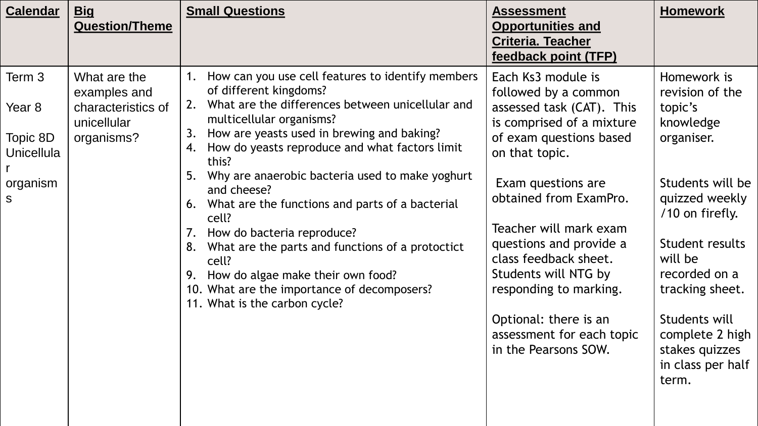| **Calendar** | **Big Question/Theme** | **Small Questions** | **Assessment Opportunities and Criteria. Teacher feedback point (TFP)** | **Homework** |
| --- | --- | --- | --- | --- |
| Term 3<br><br>Year 8<br><br>Topic 8D Unicellular organisms | What are the examples and characteristics of unicellular organisms? | 1. How can you use cell features to identify members of different kingdoms?<br>2. What are the differences between unicellular and multicellular organisms?<br>3. How are yeasts used in brewing and baking?<br>4. How do yeasts reproduce and what factors limit this?<br>5. Why are anaerobic bacteria used to make yoghurt and cheese?<br>6. What are the functions and parts of a bacterial cell?<br>7. How do bacteria reproduce?<br>8. What are the parts and functions of a protoctict cell?<br>9. How do algae make their own food?<br>10. What are the importance of decomposers?<br>11. What is the carbon cycle? | Each Ks3 module is followed by a common assessed task (CAT). This is comprised of a mixture of exam questions based on that topic.<br><br>Exam questions are obtained from ExamPro.<br><br>Teacher will mark exam questions and provide a class feedback sheet. Students will NTG by responding to marking.<br><br>Optional: there is an assessment for each topic in the Pearsons SOW. | Homework is revision of the topic's knowledge organiser.<br><br>Students will be quizzed weekly /10 on firefly.<br><br>Student results will be recorded on a tracking sheet.<br><br>Students will complete 2 high stakes quizzes in class per half term. |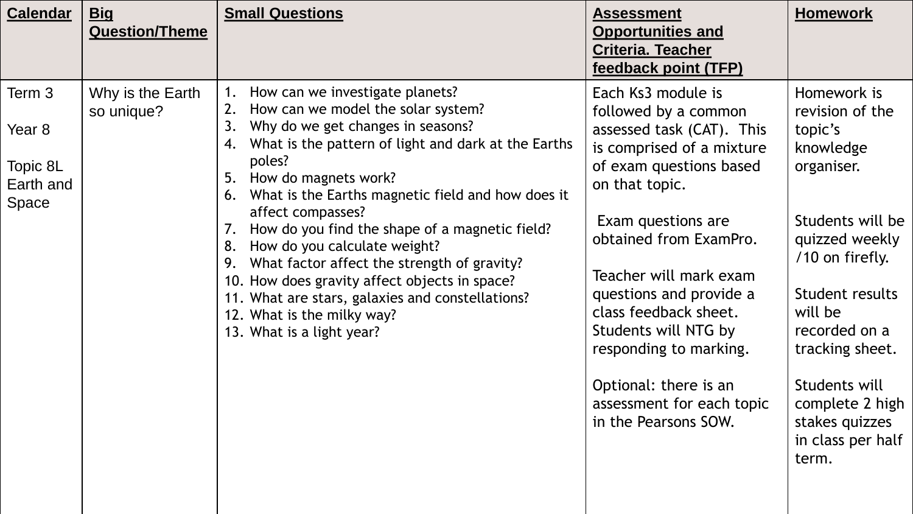| Calendar | Big Question/Theme | Small Questions | Assessment Opportunities and Criteria. Teacher feedback point (TFP) | Homework |
|---|---|---|---|---|
| Term 3<br><br>Year 8<br><br>Topic 8L Earth and Space | Why is the Earth so unique? | 1. How can we investigate planets?<br>2. How can we model the solar system?<br>3. Why do we get changes in seasons?<br>4. What is the pattern of light and dark at the Earths poles?<br>5. How do magnets work?<br>6. What is the Earths magnetic field and how does it affect compasses?<br>7. How do you find the shape of a magnetic field?<br>8. How do you calculate weight?<br>9. What factor affect the strength of gravity?<br>10. How does gravity affect objects in space?<br>11. What are stars, galaxies and constellations?<br>12. What is the milky way?<br>13. What is a light year? | Each Ks3 module is followed by a common assessed task (CAT). This is comprised of a mixture of exam questions based on that topic.<br><br>Exam questions are obtained from ExamPro.<br><br>Teacher will mark exam questions and provide a class feedback sheet. Students will NTG by responding to marking.<br><br>Optional: there is an assessment for each topic in the Pearsons SOW. | Homework is revision of the topic's knowledge organiser.<br><br>Students will be quizzed weekly /10 on firefly.<br><br>Student results will be recorded on a tracking sheet.<br><br>Students will complete 2 high stakes quizzes in class per half term. |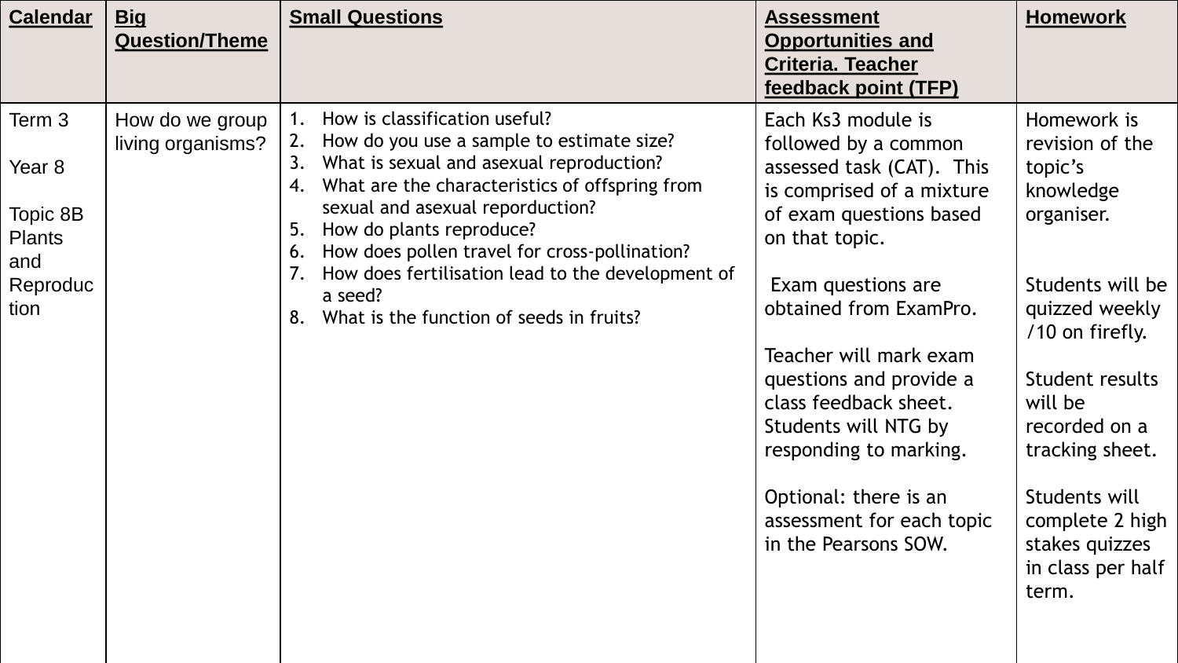| Calendar | Big Question/Theme | Small Questions | Assessment Opportunities and Criteria. Teacher feedback point (TFP) | Homework |
|---|---|---|---|---|
| Term 3<br><br>Year 8<br><br>Topic 8B Plants and Reproduction | How do we group living organisms? | 1. How is classification useful?<br>2. How do you use a sample to estimate size?<br>3. What is sexual and asexual reproduction?<br>4. What are the characteristics of offspring from sexual and asexual reporduction?<br>5. How do plants reproduce?<br>6. How does pollen travel for cross-pollination?<br>7. How does fertilisation lead to the development of a seed?<br>8. What is the function of seeds in fruits? | Each Ks3 module is followed by a common assessed task (CAT). This is comprised of a mixture of exam questions based on that topic.<br><br>Exam questions are obtained from ExamPro.<br><br>Teacher will mark exam questions and provide a class feedback sheet. Students will NTG by responding to marking.<br><br>Optional: there is an assessment for each topic in the Pearsons SOW. | Homework is revision of the topic's knowledge organiser.<br><br>Students will be quizzed weekly /10 on firefly.<br><br>Student results will be recorded on a tracking sheet.<br><br>Students will complete 2 high stakes quizzes in class per half term. |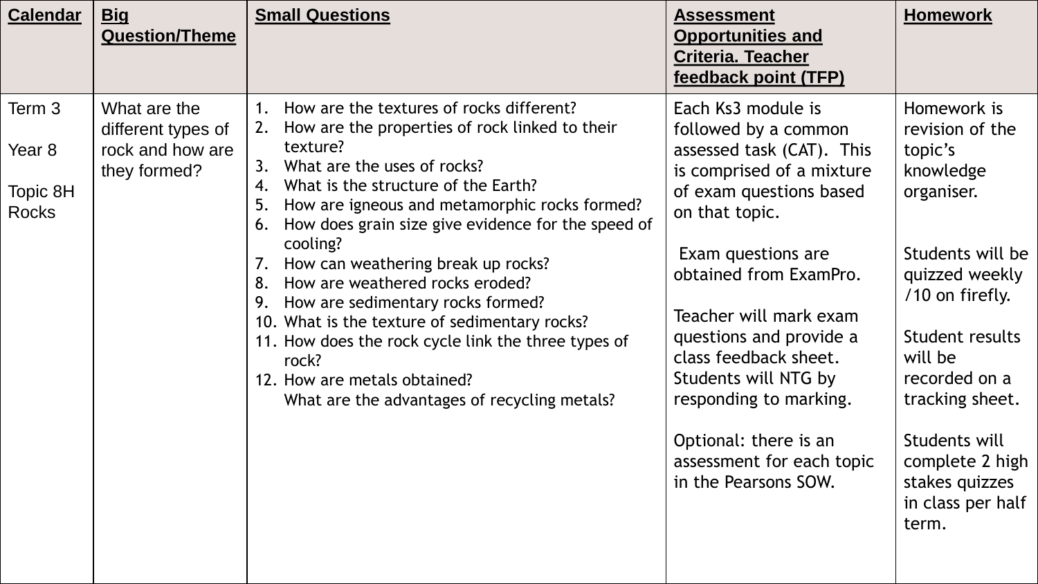| Calendar | Big Question/Theme | Small Questions | Assessment Opportunities and Criteria. Teacher feedback point (TFP) | Homework |
|---|---|---|---|---|
| Term 3<br><br>Year 8<br><br>Topic 8H Rocks | What are the different types of rock and how are they formed? | 1. How are the textures of rocks different?<br>2. How are the properties of rock linked to their texture?<br>3. What are the uses of rocks?<br>4. What is the structure of the Earth?<br>5. How are igneous and metamorphic rocks formed?<br>6. How does grain size give evidence for the speed of cooling?<br>7. How can weathering break up rocks?<br>8. How are weathered rocks eroded?<br>9. How are sedimentary rocks formed?<br>10. What is the texture of sedimentary rocks?<br>11. How does the rock cycle link the three types of rock?<br>12. How are metals obtained?<br>What are the advantages of recycling metals? | Each Ks3 module is followed by a common assessed task (CAT). This is comprised of a mixture of exam questions based on that topic.<br><br>Exam questions are obtained from ExamPro.<br><br>Teacher will mark exam questions and provide a class feedback sheet. Students will NTG by responding to marking.<br><br>Optional: there is an assessment for each topic in the Pearsons SOW. | Homework is revision of the topic's knowledge organiser.<br><br>Students will be quizzed weekly /10 on firefly.<br><br>Student results will be recorded on a tracking sheet.<br><br>Students will complete 2 high stakes quizzes in class per half term. |